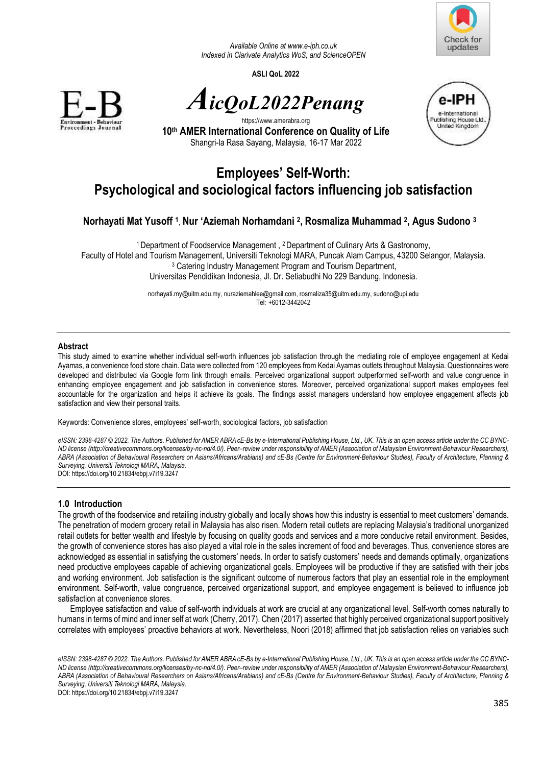Available Online at www.e-iph.co.uk
Indexed in Clarivate Analytics WoS, and ScienceOPEN

**ASLI QoL 2022**

# *AicQoL2022Penang*

https://www.amerabra.org

**10th AMER International Conference on Quality of Life**
Shangri-la Rasa Sayang, Malaysia, 16-17 Mar 2022

# Employees' Self-Worth: Psychological and sociological factors influencing job satisfaction

**Norhayati Mat Yusoff [1], Nur 'Aziemah Norhamdani [2], Rosmaliza Muhammad [2], Agus Sudono [3]**

[1] Department of Foodservice Management , [2] Department of Culinary Arts & Gastronomy,
Faculty of Hotel and Tourism Management, Universiti Teknologi MARA, Puncak Alam Campus, 43200 Selangor, Malaysia.
[3] Catering Industry Management Program and Tourism Department,
Universitas Pendidikan Indonesia, Jl. Dr. Setiabudhi No 229 Bandung, Indonesia.

norhayati.my@uitm.edu.my, nuraziemahlee@gmail.com, rosmaliza35@uitm.edu.my, sudono@upi.edu
Tel: +6012-3442042

## Abstract

This study aimed to examine whether individual self-worth influences job satisfaction through the mediating role of employee engagement at Kedai Ayamas, a convenience food store chain. Data were collected from 120 employees from Kedai Ayamas outlets throughout Malaysia. Questionnaires were developed and distributed via Google form link through emails. Perceived organizational support outperformed self-worth and value congruence in enhancing employee engagement and job satisfaction in convenience stores. Moreover, perceived organizational support makes employees feel accountable for the organization and helps it achieve its goals. The findings assist managers understand how employee engagement affects job satisfaction and view their personal traits.

Keywords: Convenience stores, employees' self-worth, sociological factors, job satisfaction

*eISSN: 2398-4287 © 2022. The Authors. Published for AMER ABRA cE-Bs by e-International Publishing House, Ltd., UK. This is an open access article under the CC BYNC-ND license (http://creativecommons.org/licenses/by-nc-nd/4.0/). Peer–review under responsibility of AMER (Association of Malaysian Environment-Behaviour Researchers), ABRA (Association of Behavioural Researchers on Asians/Africans/Arabians) and cE-Bs (Centre for Environment-Behaviour Studies), Faculty of Architecture, Planning & Surveying, Universiti Teknologi MARA, Malaysia.*
DOI: https://doi.org/10.21834/ebpj.v7i19.3247

## 1.0 Introduction

The growth of the foodservice and retailing industry globally and locally shows how this industry is essential to meet customers' demands. The penetration of modern grocery retail in Malaysia has also risen. Modern retail outlets are replacing Malaysia's traditional unorganized retail outlets for better wealth and lifestyle by focusing on quality goods and services and a more conducive retail environment. Besides, the growth of convenience stores has also played a vital role in the sales increment of food and beverages. Thus, convenience stores are acknowledged as essential in satisfying the customers' needs. In order to satisfy customers' needs and demands optimally, organizations need productive employees capable of achieving organizational goals. Employees will be productive if they are satisfied with their jobs and working environment. Job satisfaction is the significant outcome of numerous factors that play an essential role in the employment environment. Self-worth, value congruence, perceived organizational support, and employee engagement is believed to influence job satisfaction at convenience stores.

Employee satisfaction and value of self-worth individuals at work are crucial at any organizational level. Self-worth comes naturally to humans in terms of mind and inner self at work (Cherry, 2017). Chen (2017) asserted that highly perceived organizational support positively correlates with employees' proactive behaviors at work. Nevertheless, Noori (2018) affirmed that job satisfaction relies on variables such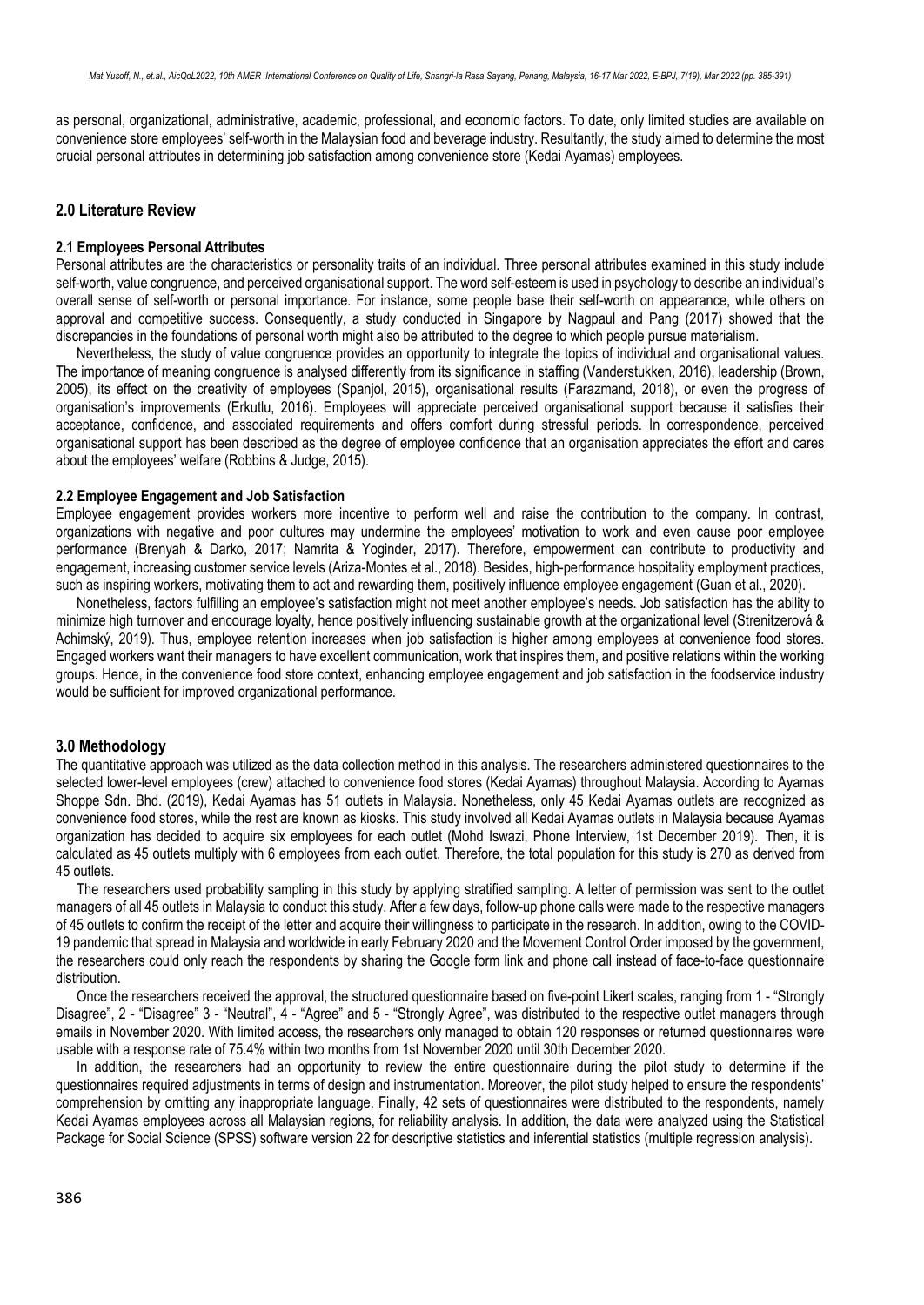as personal, organizational, administrative, academic, professional, and economic factors. To date, only limited studies are available on convenience store employees' self-worth in the Malaysian food and beverage industry. Resultantly, the study aimed to determine the most crucial personal attributes in determining job satisfaction among convenience store (Kedai Ayamas) employees.

## 2.0 Literature Review

### 2.1 Employees Personal Attributes

Personal attributes are the characteristics or personality traits of an individual. Three personal attributes examined in this study include self-worth, value congruence, and perceived organisational support. The word self-esteem is used in psychology to describe an individual's overall sense of self-worth or personal importance. For instance, some people base their self-worth on appearance, while others on approval and competitive success. Consequently, a study conducted in Singapore by Nagpaul and Pang (2017) showed that the discrepancies in the foundations of personal worth might also be attributed to the degree to which people pursue materialism.

Nevertheless, the study of value congruence provides an opportunity to integrate the topics of individual and organisational values. The importance of meaning congruence is analysed differently from its significance in staffing (Vanderstukken, 2016), leadership (Brown, 2005), its effect on the creativity of employees (Spanjol, 2015), organisational results (Farazmand, 2018), or even the progress of organisation's improvements (Erkutlu, 2016). Employees will appreciate perceived organisational support because it satisfies their acceptance, confidence, and associated requirements and offers comfort during stressful periods. In correspondence, perceived organisational support has been described as the degree of employee confidence that an organisation appreciates the effort and cares about the employees' welfare (Robbins & Judge, 2015).

### 2.2 Employee Engagement and Job Satisfaction

Employee engagement provides workers more incentive to perform well and raise the contribution to the company. In contrast, organizations with negative and poor cultures may undermine the employees' motivation to work and even cause poor employee performance (Brenyah & Darko, 2017; Namrita & Yoginder, 2017). Therefore, empowerment can contribute to productivity and engagement, increasing customer service levels (Ariza-Montes et al., 2018). Besides, high-performance hospitality employment practices, such as inspiring workers, motivating them to act and rewarding them, positively influence employee engagement (Guan et al., 2020).

Nonetheless, factors fulfilling an employee's satisfaction might not meet another employee's needs. Job satisfaction has the ability to minimize high turnover and encourage loyalty, hence positively influencing sustainable growth at the organizational level (Strenitzerová & Achimský, 2019). Thus, employee retention increases when job satisfaction is higher among employees at convenience food stores. Engaged workers want their managers to have excellent communication, work that inspires them, and positive relations within the working groups. Hence, in the convenience food store context, enhancing employee engagement and job satisfaction in the foodservice industry would be sufficient for improved organizational performance.

## 3.0 Methodology

The quantitative approach was utilized as the data collection method in this analysis. The researchers administered questionnaires to the selected lower-level employees (crew) attached to convenience food stores (Kedai Ayamas) throughout Malaysia. According to Ayamas Shoppe Sdn. Bhd. (2019), Kedai Ayamas has 51 outlets in Malaysia. Nonetheless, only 45 Kedai Ayamas outlets are recognized as convenience food stores, while the rest are known as kiosks. This study involved all Kedai Ayamas outlets in Malaysia because Ayamas organization has decided to acquire six employees for each outlet (Mohd Iswazi, Phone Interview, 1st December 2019). Then, it is calculated as 45 outlets multiply with 6 employees from each outlet. Therefore, the total population for this study is 270 as derived from 45 outlets.

The researchers used probability sampling in this study by applying stratified sampling. A letter of permission was sent to the outlet managers of all 45 outlets in Malaysia to conduct this study. After a few days, follow-up phone calls were made to the respective managers of 45 outlets to confirm the receipt of the letter and acquire their willingness to participate in the research. In addition, owing to the COVID-19 pandemic that spread in Malaysia and worldwide in early February 2020 and the Movement Control Order imposed by the government, the researchers could only reach the respondents by sharing the Google form link and phone call instead of face-to-face questionnaire distribution.

Once the researchers received the approval, the structured questionnaire based on five-point Likert scales, ranging from 1 - "Strongly Disagree", 2 - "Disagree" 3 - "Neutral", 4 - "Agree" and 5 - "Strongly Agree", was distributed to the respective outlet managers through emails in November 2020. With limited access, the researchers only managed to obtain 120 responses or returned questionnaires were usable with a response rate of 75.4% within two months from 1st November 2020 until 30th December 2020.

In addition, the researchers had an opportunity to review the entire questionnaire during the pilot study to determine if the questionnaires required adjustments in terms of design and instrumentation. Moreover, the pilot study helped to ensure the respondents' comprehension by omitting any inappropriate language. Finally, 42 sets of questionnaires were distributed to the respondents, namely Kedai Ayamas employees across all Malaysian regions, for reliability analysis. In addition, the data were analyzed using the Statistical Package for Social Science (SPSS) software version 22 for descriptive statistics and inferential statistics (multiple regression analysis).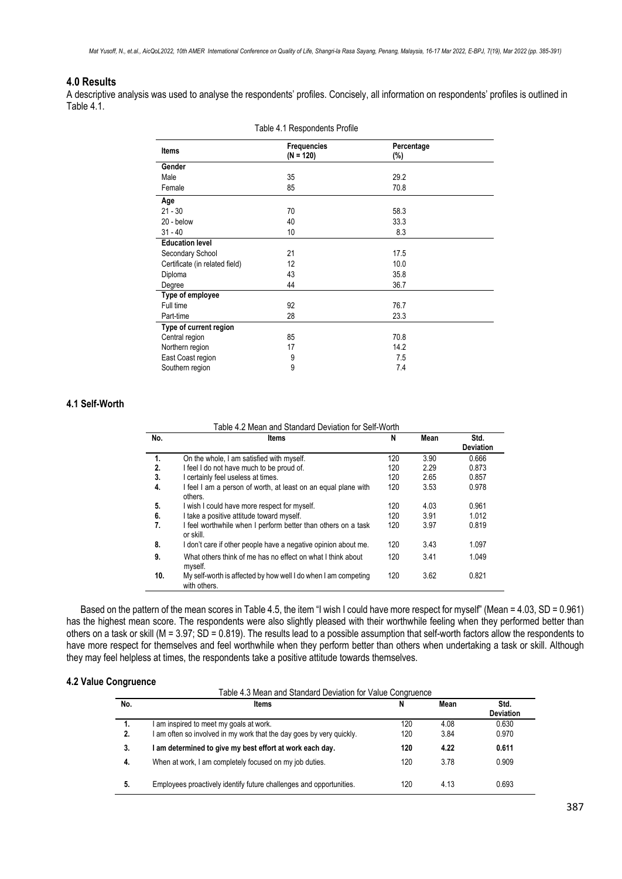## 4.0 Results

A descriptive analysis was used to analyse the respondents' profiles. Concisely, all information on respondents' profiles is outlined in Table 4.1.

Table 4.1 Respondents Profile

| Items | Frequencies (N = 120) | Percentage (%) |
|---|---|---|
| **Gender** | | |
| Male | 35 | 29.2 |
| Female | 85 | 70.8 |
| **Age** | | |
| 21 - 30 | 70 | 58.3 |
| 20 - below | 40 | 33.3 |
| 31 - 40 | 10 | 8.3 |
| **Education level** | | |
| Secondary School | 21 | 17.5 |
| Certificate (in related field) | 12 | 10.0 |
| Diploma | 43 | 35.8 |
| Degree | 44 | 36.7 |
| **Type of employee** | | |
| Full time | 92 | 76.7 |
| Part-time | 28 | 23.3 |
| **Type of current region** | | |
| Central region | 85 | 70.8 |
| Northern region | 17 | 14.2 |
| East Coast region | 9 | 7.5 |
| Southern region | 9 | 7.4 |

### 4.1 Self-Worth

Table 4.2 Mean and Standard Deviation for Self-Worth

| No. | Items | N | Mean | Std. Deviation |
|---|---|---|---|---|
| 1. | On the whole, I am satisfied with myself. | 120 | 3.90 | 0.666 |
| 2. | I feel I do not have much to be proud of. | 120 | 2.29 | 0.873 |
| 3. | I certainly feel useless at times. | 120 | 2.65 | 0.857 |
| 4. | I feel I am a person of worth, at least on an equal plane with others. | 120 | 3.53 | 0.978 |
| 5. | I wish I could have more respect for myself. | 120 | 4.03 | 0.961 |
| 6. | I take a positive attitude toward myself. | 120 | 3.91 | 1.012 |
| 7. | I feel worthwhile when I perform better than others on a task or skill. | 120 | 3.97 | 0.819 |
| 8. | I don't care if other people have a negative opinion about me. | 120 | 3.43 | 1.097 |
| 9. | What others think of me has no effect on what I think about myself. | 120 | 3.41 | 1.049 |
| 10. | My self-worth is affected by how well I do when I am competing with others. | 120 | 3.62 | 0.821 |

Based on the pattern of the mean scores in Table 4.5, the item "I wish I could have more respect for myself" (Mean = 4.03, SD = 0.961) has the highest mean score. The respondents were also slightly pleased with their worthwhile feeling when they performed better than others on a task or skill (M = 3.97; SD = 0.819). The results lead to a possible assumption that self-worth factors allow the respondents to have more respect for themselves and feel worthwhile when they perform better than others when undertaking a task or skill. Although they may feel helpless at times, the respondents take a positive attitude towards themselves.

### 4.2 Value Congruence

Table 4.3 Mean and Standard Deviation for Value Congruence

| No. | Items | N | Mean | Std. Deviation |
|---|---|---|---|---|
| 1. | I am inspired to meet my goals at work. | 120 | 4.08 | 0.630 |
| 2. | I am often so involved in my work that the day goes by very quickly. | 120 | 3.84 | 0.970 |
| **3.** | **I am determined to give my best effort at work each day.** | **120** | **4.22** | **0.611** |
| 4. | When at work, I am completely focused on my job duties. | 120 | 3.78 | 0.909 |
| 5. | Employees proactively identify future challenges and opportunities. | 120 | 4.13 | 0.693 |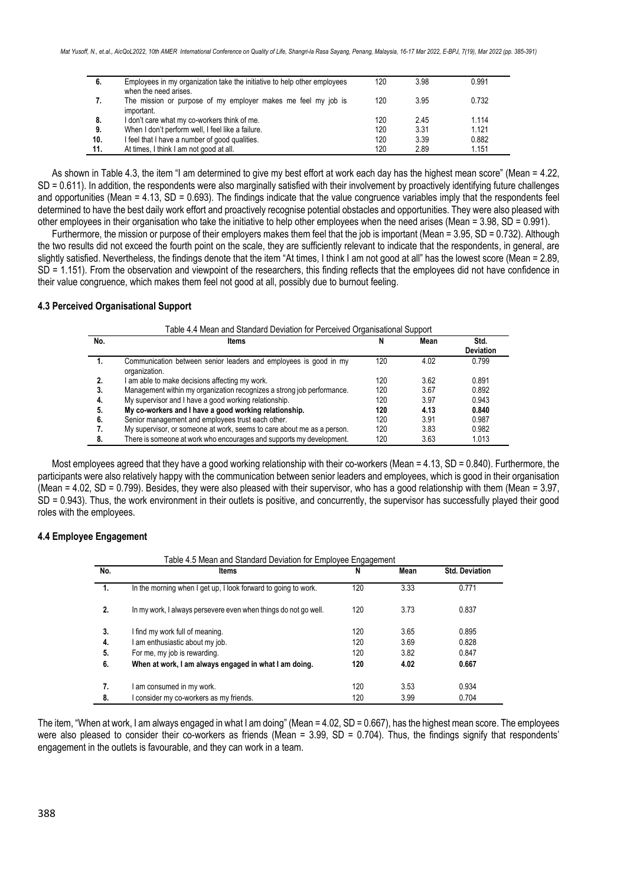| No. | Items | N | Mean | Std. Deviation |
|---|---|---|---|---|
| 6. | Employees in my organization take the initiative to help other employees when the need arises. | 120 | 3.98 | 0.991 |
| 7. | The mission or purpose of my employer makes me feel my job is important. | 120 | 3.95 | 0.732 |
| 8. | I don't care what my co-workers think of me. | 120 | 2.45 | 1.114 |
| 9. | When I don't perform well, I feel like a failure. | 120 | 3.31 | 1.121 |
| 10. | I feel that I have a number of good qualities. | 120 | 3.39 | 0.882 |
| 11. | At times, I think I am not good at all. | 120 | 2.89 | 1.151 |

As shown in Table 4.3, the item "I am determined to give my best effort at work each day has the highest mean score" (Mean = 4.22, SD = 0.611). In addition, the respondents were also marginally satisfied with their involvement by proactively identifying future challenges and opportunities (Mean = 4.13, SD = 0.693). The findings indicate that the value congruence variables imply that the respondents feel determined to have the best daily work effort and proactively recognise potential obstacles and opportunities. They were also pleased with other employees in their organisation who take the initiative to help other employees when the need arises (Mean = 3.98, SD = 0.991).

Furthermore, the mission or purpose of their employers makes them feel that the job is important (Mean = 3.95, SD = 0.732). Although the two results did not exceed the fourth point on the scale, they are sufficiently relevant to indicate that the respondents, in general, are slightly satisfied. Nevertheless, the findings denote that the item "At times, I think I am not good at all" has the lowest score (Mean = 2.89, SD = 1.151). From the observation and viewpoint of the researchers, this finding reflects that the employees did not have confidence in their value congruence, which makes them feel not good at all, possibly due to burnout feeling.

### 4.3 Perceived Organisational Support

Table 4.4 Mean and Standard Deviation for Perceived Organisational Support

| No. | Items | N | Mean | Std. Deviation |
|---|---|---|---|---|
| 1. | Communication between senior leaders and employees is good in my organization. | 120 | 4.02 | 0.799 |
| 2. | I am able to make decisions affecting my work. | 120 | 3.62 | 0.891 |
| 3. | Management within my organization recognizes a strong job performance. | 120 | 3.67 | 0.892 |
| 4. | My supervisor and I have a good working relationship. | 120 | 3.97 | 0.943 |
| **5.** | **My co-workers and I have a good working relationship.** | **120** | **4.13** | **0.840** |
| 6. | Senior management and employees trust each other. | 120 | 3.91 | 0.987 |
| 7. | My supervisor, or someone at work, seems to care about me as a person. | 120 | 3.83 | 0.982 |
| 8. | There is someone at work who encourages and supports my development. | 120 | 3.63 | 1.013 |

Most employees agreed that they have a good working relationship with their co-workers (Mean = 4.13, SD = 0.840). Furthermore, the participants were also relatively happy with the communication between senior leaders and employees, which is good in their organisation (Mean = 4.02, SD = 0.799). Besides, they were also pleased with their supervisor, who has a good relationship with them (Mean = 3.97, SD = 0.943). Thus, the work environment in their outlets is positive, and concurrently, the supervisor has successfully played their good roles with the employees.

### 4.4 Employee Engagement

Table 4.5 Mean and Standard Deviation for Employee Engagement

| No. | Items | N | Mean | Std. Deviation |
|---|---|---|---|---|
| 1. | In the morning when I get up, I look forward to going to work. | 120 | 3.33 | 0.771 |
| 2. | In my work, I always persevere even when things do not go well. | 120 | 3.73 | 0.837 |
| 3. | I find my work full of meaning. | 120 | 3.65 | 0.895 |
| 4. | I am enthusiastic about my job. | 120 | 3.69 | 0.828 |
| 5. | For me, my job is rewarding. | 120 | 3.82 | 0.847 |
| **6.** | **When at work, I am always engaged in what I am doing.** | **120** | **4.02** | **0.667** |
| 7. | I am consumed in my work. | 120 | 3.53 | 0.934 |
| 8. | I consider my co-workers as my friends. | 120 | 3.99 | 0.704 |

The item, "When at work, I am always engaged in what I am doing" (Mean = 4.02, SD = 0.667), has the highest mean score. The employees were also pleased to consider their co-workers as friends (Mean = 3.99, SD = 0.704). Thus, the findings signify that respondents' engagement in the outlets is favourable, and they can work in a team.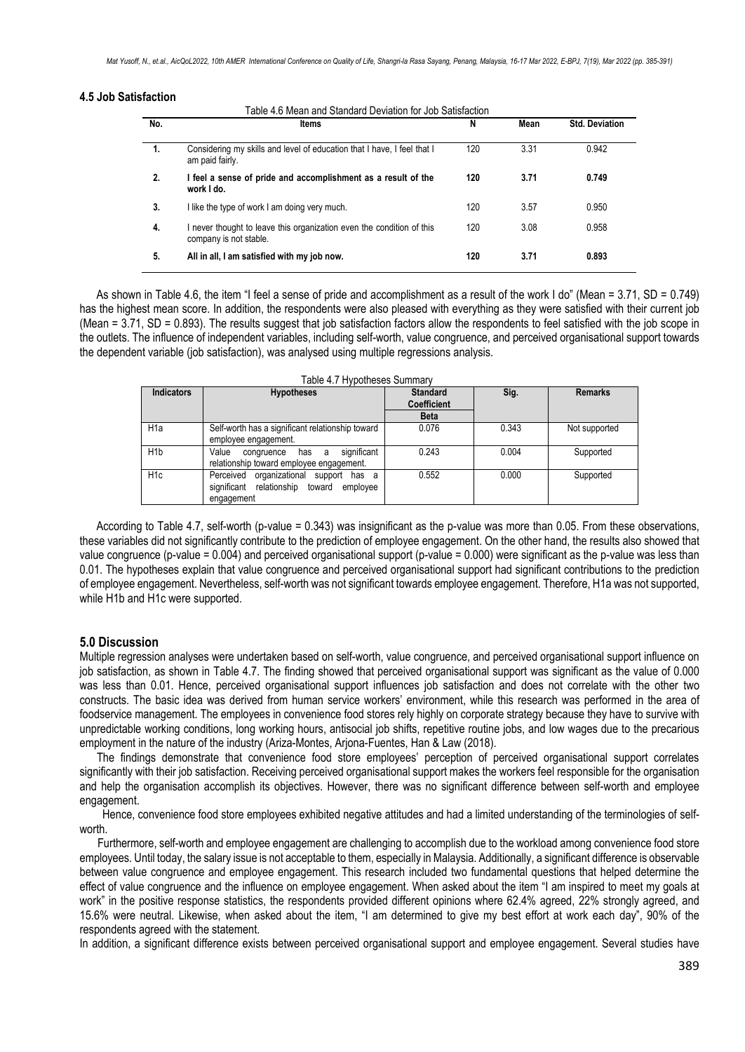### 4.5 Job Satisfaction

Table 4.6 Mean and Standard Deviation for Job Satisfaction

| No. | Items | N | Mean | Std. Deviation |
|---|---|---|---|---|
| 1. | Considering my skills and level of education that I have, I feel that I am paid fairly. | 120 | 3.31 | 0.942 |
| **2.** | **I feel a sense of pride and accomplishment as a result of the work I do.** | **120** | **3.71** | **0.749** |
| 3. | I like the type of work I am doing very much. | 120 | 3.57 | 0.950 |
| 4. | I never thought to leave this organization even the condition of this company is not stable. | 120 | 3.08 | 0.958 |
| **5.** | **All in all, I am satisfied with my job now.** | **120** | **3.71** | **0.893** |

As shown in Table 4.6, the item "I feel a sense of pride and accomplishment as a result of the work I do" (Mean = 3.71, SD = 0.749) has the highest mean score. In addition, the respondents were also pleased with everything as they were satisfied with their current job (Mean = 3.71, SD = 0.893). The results suggest that job satisfaction factors allow the respondents to feel satisfied with the job scope in the outlets. The influence of independent variables, including self-worth, value congruence, and perceived organisational support towards the dependent variable (job satisfaction), was analysed using multiple regressions analysis.

Table 4.7 Hypotheses Summary

| Indicators | Hypotheses | Standard Coefficient Beta | Sig. | Remarks |
|---|---|---|---|---|
| H1a | Self-worth has a significant relationship toward employee engagement. | 0.076 | 0.343 | Not supported |
| H1b | Value congruence has a significant relationship toward employee engagement. | 0.243 | 0.004 | Supported |
| H1c | Perceived organizational support has a significant relationship toward employee engagement | 0.552 | 0.000 | Supported |

According to Table 4.7, self-worth (p-value = 0.343) was insignificant as the p-value was more than 0.05. From these observations, these variables did not significantly contribute to the prediction of employee engagement. On the other hand, the results also showed that value congruence (p-value = 0.004) and perceived organisational support (p-value = 0.000) were significant as the p-value was less than 0.01. The hypotheses explain that value congruence and perceived organisational support had significant contributions to the prediction of employee engagement. Nevertheless, self-worth was not significant towards employee engagement. Therefore, H1a was not supported, while H1b and H1c were supported.

## 5.0 Discussion

Multiple regression analyses were undertaken based on self-worth, value congruence, and perceived organisational support influence on job satisfaction, as shown in Table 4.7. The finding showed that perceived organisational support was significant as the value of 0.000 was less than 0.01. Hence, perceived organisational support influences job satisfaction and does not correlate with the other two constructs. The basic idea was derived from human service workers' environment, while this research was performed in the area of foodservice management. The employees in convenience food stores rely highly on corporate strategy because they have to survive with unpredictable working conditions, long working hours, antisocial job shifts, repetitive routine jobs, and low wages due to the precarious employment in the nature of the industry (Ariza-Montes, Arjona-Fuentes, Han & Law (2018).

The findings demonstrate that convenience food store employees' perception of perceived organisational support correlates significantly with their job satisfaction. Receiving perceived organisational support makes the workers feel responsible for the organisation and help the organisation accomplish its objectives. However, there was no significant difference between self-worth and employee engagement.

Hence, convenience food store employees exhibited negative attitudes and had a limited understanding of the terminologies of self-worth.

Furthermore, self-worth and employee engagement are challenging to accomplish due to the workload among convenience food store employees. Until today, the salary issue is not acceptable to them, especially in Malaysia. Additionally, a significant difference is observable between value congruence and employee engagement. This research included two fundamental questions that helped determine the effect of value congruence and the influence on employee engagement. When asked about the item "I am inspired to meet my goals at work" in the positive response statistics, the respondents provided different opinions where 62.4% agreed, 22% strongly agreed, and 15.6% were neutral. Likewise, when asked about the item, "I am determined to give my best effort at work each day", 90% of the respondents agreed with the statement.

In addition, a significant difference exists between perceived organisational support and employee engagement. Several studies have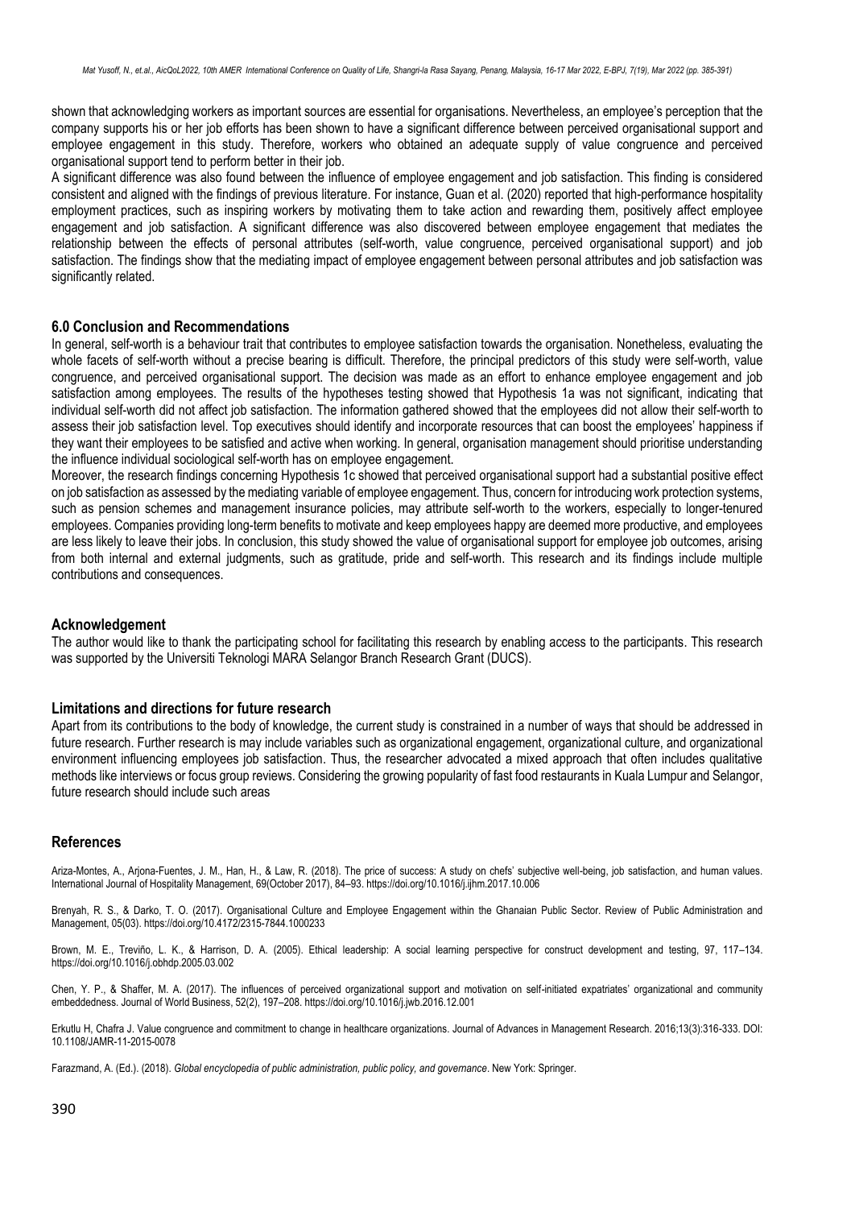shown that acknowledging workers as important sources are essential for organisations. Nevertheless, an employee's perception that the company supports his or her job efforts has been shown to have a significant difference between perceived organisational support and employee engagement in this study. Therefore, workers who obtained an adequate supply of value congruence and perceived organisational support tend to perform better in their job.

A significant difference was also found between the influence of employee engagement and job satisfaction. This finding is considered consistent and aligned with the findings of previous literature. For instance, Guan et al. (2020) reported that high-performance hospitality employment practices, such as inspiring workers by motivating them to take action and rewarding them, positively affect employee engagement and job satisfaction. A significant difference was also discovered between employee engagement that mediates the relationship between the effects of personal attributes (self-worth, value congruence, perceived organisational support) and job satisfaction. The findings show that the mediating impact of employee engagement between personal attributes and job satisfaction was significantly related.

## 6.0 Conclusion and Recommendations

In general, self-worth is a behaviour trait that contributes to employee satisfaction towards the organisation. Nonetheless, evaluating the whole facets of self-worth without a precise bearing is difficult. Therefore, the principal predictors of this study were self-worth, value congruence, and perceived organisational support. The decision was made as an effort to enhance employee engagement and job satisfaction among employees. The results of the hypotheses testing showed that Hypothesis 1a was not significant, indicating that individual self-worth did not affect job satisfaction. The information gathered showed that the employees did not allow their self-worth to assess their job satisfaction level. Top executives should identify and incorporate resources that can boost the employees' happiness if they want their employees to be satisfied and active when working. In general, organisation management should prioritise understanding the influence individual sociological self-worth has on employee engagement.

Moreover, the research findings concerning Hypothesis 1c showed that perceived organisational support had a substantial positive effect on job satisfaction as assessed by the mediating variable of employee engagement. Thus, concern for introducing work protection systems, such as pension schemes and management insurance policies, may attribute self-worth to the workers, especially to longer-tenured employees. Companies providing long-term benefits to motivate and keep employees happy are deemed more productive, and employees are less likely to leave their jobs. In conclusion, this study showed the value of organisational support for employee job outcomes, arising from both internal and external judgments, such as gratitude, pride and self-worth. This research and its findings include multiple contributions and consequences.

## Acknowledgement

The author would like to thank the participating school for facilitating this research by enabling access to the participants. This research was supported by the Universiti Teknologi MARA Selangor Branch Research Grant (DUCS).

## Limitations and directions for future research

Apart from its contributions to the body of knowledge, the current study is constrained in a number of ways that should be addressed in future research. Further research is may include variables such as organizational engagement, organizational culture, and organizational environment influencing employees job satisfaction. Thus, the researcher advocated a mixed approach that often includes qualitative methods like interviews or focus group reviews. Considering the growing popularity of fast food restaurants in Kuala Lumpur and Selangor, future research should include such areas

## References

Ariza-Montes, A., Arjona-Fuentes, J. M., Han, H., & Law, R. (2018). The price of success: A study on chefs' subjective well-being, job satisfaction, and human values. International Journal of Hospitality Management, 69(October 2017), 84–93. https://doi.org/10.1016/j.ijhm.2017.10.006

Brenyah, R. S., & Darko, T. O. (2017). Organisational Culture and Employee Engagement within the Ghanaian Public Sector. Review of Public Administration and Management, 05(03). https://doi.org/10.4172/2315-7844.1000233

Brown, M. E., Treviño, L. K., & Harrison, D. A. (2005). Ethical leadership: A social learning perspective for construct development and testing, 97, 117–134. https://doi.org/10.1016/j.obhdp.2005.03.002

Chen, Y. P., & Shaffer, M. A. (2017). The influences of perceived organizational support and motivation on self-initiated expatriates' organizational and community embeddedness. Journal of World Business, 52(2), 197–208. https://doi.org/10.1016/j.jwb.2016.12.001

Erkutlu H, Chafra J. Value congruence and commitment to change in healthcare organizations. Journal of Advances in Management Research. 2016;13(3):316-333. DOI: 10.1108/JAMR-11-2015-0078

Farazmand, A. (Ed.). (2018). *Global encyclopedia of public administration, public policy, and governance*. New York: Springer.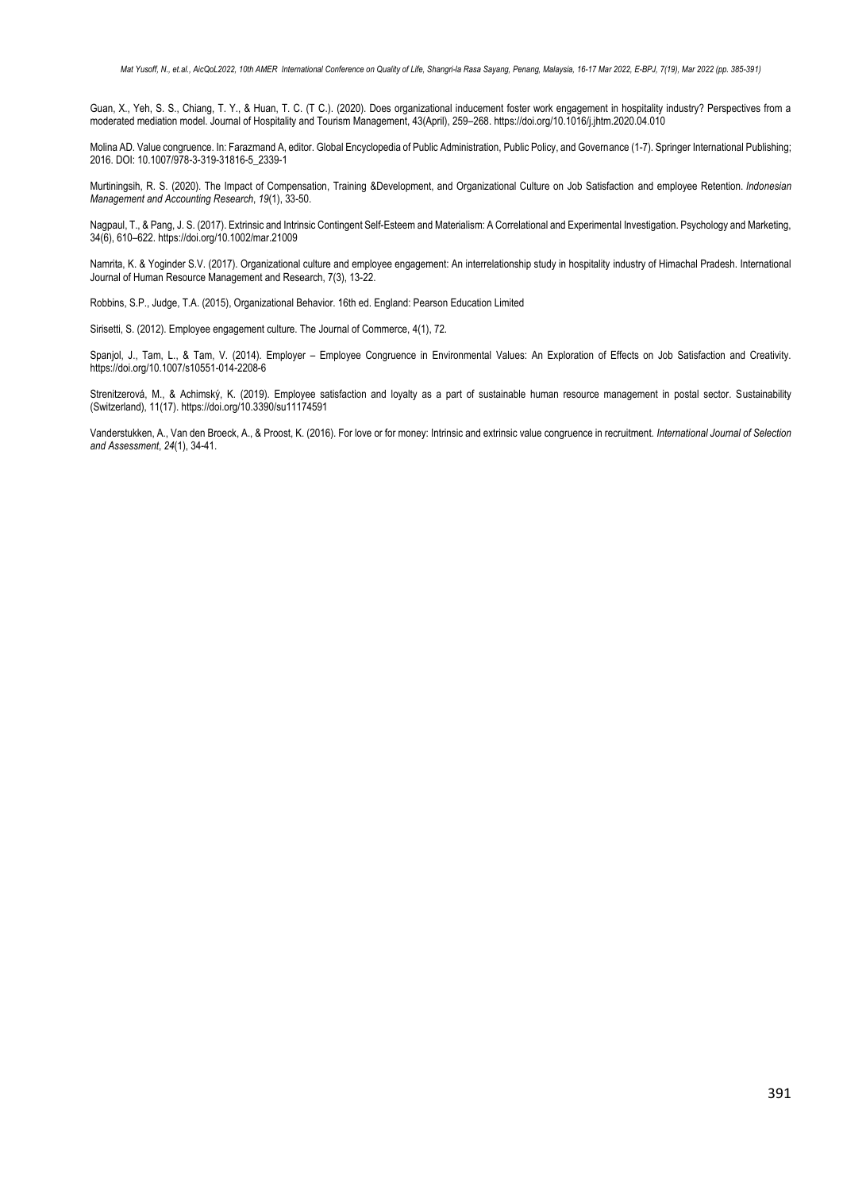Guan, X., Yeh, S. S., Chiang, T. Y., & Huan, T. C. (T C.). (2020). Does organizational inducement foster work engagement in hospitality industry? Perspectives from a moderated mediation model. Journal of Hospitality and Tourism Management, 43(April), 259–268. https://doi.org/10.1016/j.jhtm.2020.04.010

Molina AD. Value congruence. In: Farazmand A, editor. Global Encyclopedia of Public Administration, Public Policy, and Governance (1-7). Springer International Publishing; 2016. DOI: 10.1007/978-3-319-31816-5_2339-1

Murtiningsih, R. S. (2020). The Impact of Compensation, Training &Development, and Organizational Culture on Job Satisfaction and employee Retention. *Indonesian Management and Accounting Research*, *19*(1), 33-50.

Nagpaul, T., & Pang, J. S. (2017). Extrinsic and Intrinsic Contingent Self-Esteem and Materialism: A Correlational and Experimental Investigation. Psychology and Marketing, 34(6), 610–622. https://doi.org/10.1002/mar.21009

Namrita, K. & Yoginder S.V. (2017). Organizational culture and employee engagement: An interrelationship study in hospitality industry of Himachal Pradesh. International Journal of Human Resource Management and Research, 7(3), 13-22.

Robbins, S.P., Judge, T.A. (2015), Organizational Behavior. 16th ed. England: Pearson Education Limited

Sirisetti, S. (2012). Employee engagement culture. The Journal of Commerce, 4(1), 72.

Spanjol, J., Tam, L., & Tam, V. (2014). Employer – Employee Congruence in Environmental Values: An Exploration of Effects on Job Satisfaction and Creativity. https://doi.org/10.1007/s10551-014-2208-6

Strenitzerová, M., & Achimský, K. (2019). Employee satisfaction and loyalty as a part of sustainable human resource management in postal sector. Sustainability (Switzerland), 11(17). https://doi.org/10.3390/su11174591

Vanderstukken, A., Van den Broeck, A., & Proost, K. (2016). For love or for money: Intrinsic and extrinsic value congruence in recruitment. *International Journal of Selection and Assessment*, *24*(1), 34-41.